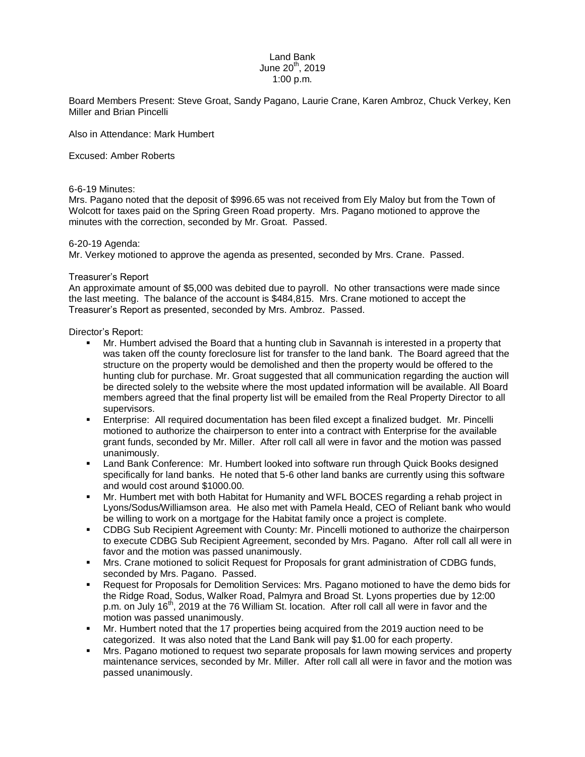Land Bank
June 20th, 2019
1:00 p.m.

Board Members Present: Steve Groat, Sandy Pagano, Laurie Crane, Karen Ambroz, Chuck Verkey, Ken Miller and Brian Pincelli

Also in Attendance: Mark Humbert

Excused: Amber Roberts

6-6-19 Minutes:
Mrs. Pagano noted that the deposit of $996.65 was not received from Ely Maloy but from the Town of Wolcott for taxes paid on the Spring Green Road property. Mrs. Pagano motioned to approve the minutes with the correction, seconded by Mr. Groat. Passed.

6-20-19 Agenda:
Mr. Verkey motioned to approve the agenda as presented, seconded by Mrs. Crane. Passed.

Treasurer's Report
An approximate amount of $5,000 was debited due to payroll. No other transactions were made since the last meeting. The balance of the account is $484,815. Mrs. Crane motioned to accept the Treasurer's Report as presented, seconded by Mrs. Ambroz. Passed.

Director's Report:

- Mr. Humbert advised the Board that a hunting club in Savannah is interested in a property that was taken off the county foreclosure list for transfer to the land bank. The Board agreed that the structure on the property would be demolished and then the property would be offered to the hunting club for purchase. Mr. Groat suggested that all communication regarding the auction will be directed solely to the website where the most updated information will be available. All Board members agreed that the final property list will be emailed from the Real Property Director to all supervisors.
- Enterprise: All required documentation has been filed except a finalized budget. Mr. Pincelli motioned to authorize the chairperson to enter into a contract with Enterprise for the available grant funds, seconded by Mr. Miller. After roll call all were in favor and the motion was passed unanimously.
- Land Bank Conference: Mr. Humbert looked into software run through Quick Books designed specifically for land banks. He noted that 5-6 other land banks are currently using this software and would cost around $1000.00.
- Mr. Humbert met with both Habitat for Humanity and WFL BOCES regarding a rehab project in Lyons/Sodus/Williamson area. He also met with Pamela Heald, CEO of Reliant bank who would be willing to work on a mortgage for the Habitat family once a project is complete.
- CDBG Sub Recipient Agreement with County: Mr. Pincelli motioned to authorize the chairperson to execute CDBG Sub Recipient Agreement, seconded by Mrs. Pagano. After roll call all were in favor and the motion was passed unanimously.
- Mrs. Crane motioned to solicit Request for Proposals for grant administration of CDBG funds, seconded by Mrs. Pagano. Passed.
- Request for Proposals for Demolition Services: Mrs. Pagano motioned to have the demo bids for the Ridge Road, Sodus, Walker Road, Palmyra and Broad St. Lyons properties due by 12:00 p.m. on July 16th, 2019 at the 76 William St. location. After roll call all were in favor and the motion was passed unanimously.
- Mr. Humbert noted that the 17 properties being acquired from the 2019 auction need to be categorized. It was also noted that the Land Bank will pay $1.00 for each property.
- Mrs. Pagano motioned to request two separate proposals for lawn mowing services and property maintenance services, seconded by Mr. Miller. After roll call all were in favor and the motion was passed unanimously.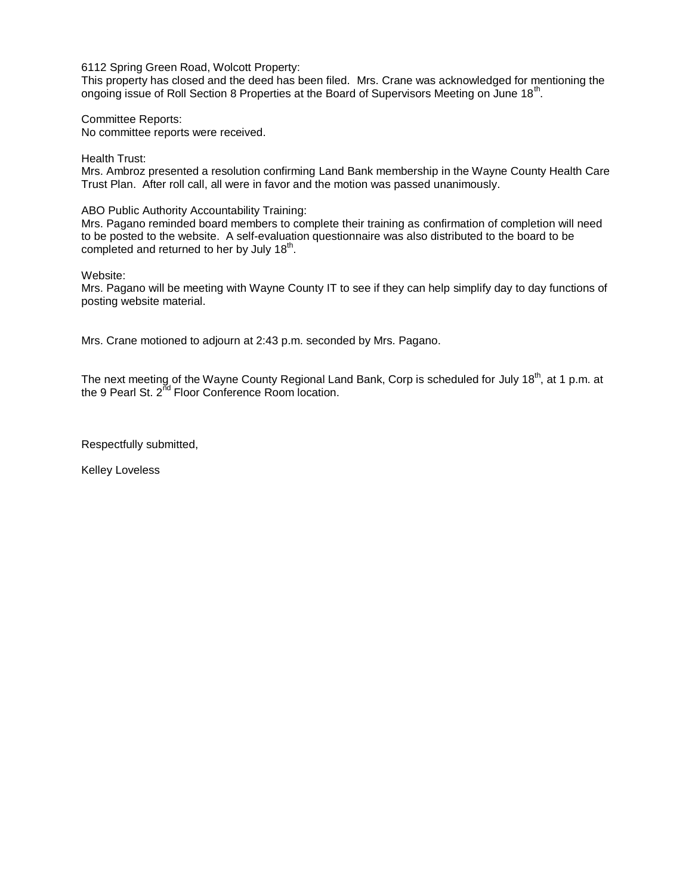6112 Spring Green Road, Wolcott Property:
This property has closed and the deed has been filed. Mrs. Crane was acknowledged for mentioning the ongoing issue of Roll Section 8 Properties at the Board of Supervisors Meeting on June 18th.

Committee Reports:
No committee reports were received.

Health Trust:
Mrs. Ambroz presented a resolution confirming Land Bank membership in the Wayne County Health Care Trust Plan. After roll call, all were in favor and the motion was passed unanimously.

ABO Public Authority Accountability Training:
Mrs. Pagano reminded board members to complete their training as confirmation of completion will need to be posted to the website. A self-evaluation questionnaire was also distributed to the board to be completed and returned to her by July 18th.

Website:
Mrs. Pagano will be meeting with Wayne County IT to see if they can help simplify day to day functions of posting website material.

Mrs. Crane motioned to adjourn at 2:43 p.m. seconded by Mrs. Pagano.

The next meeting of the Wayne County Regional Land Bank, Corp is scheduled for July 18th, at 1 p.m. at the 9 Pearl St. 2nd Floor Conference Room location.

Respectfully submitted,

Kelley Loveless